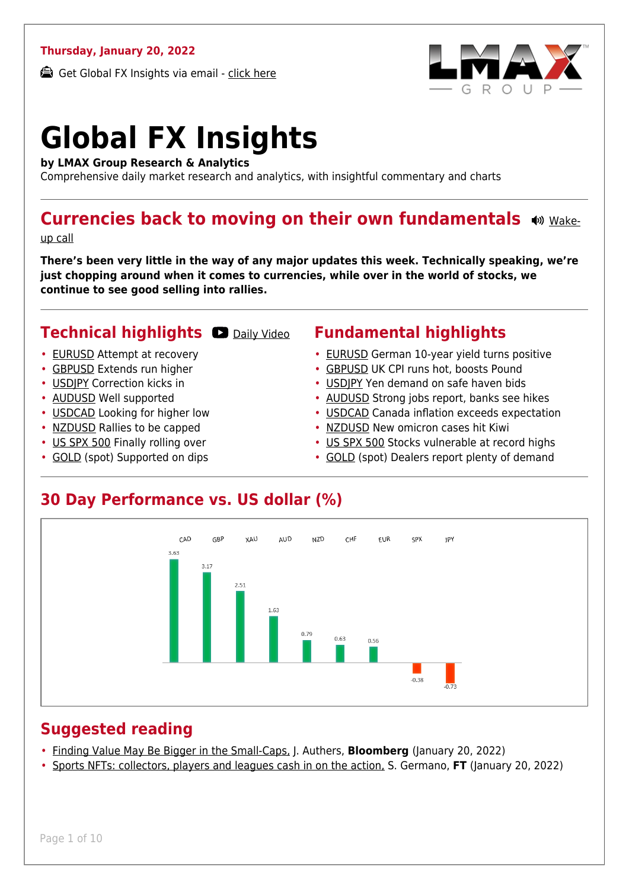**Thursday, January 20, 2022**

Get Global FX Insights via email - click here

# Global FX Insights

**by LMAX Group Research & Analytics**

Comprehensive daily market research and analytics, with insightful commentary and charts

## Currencies back to moving on their own fundamentals

Wake-up call

**There's been very little in the way of any major updates this week. Technically speaking, we're just chopping around when it comes to currencies, while over in the world of stocks, we continue to see good selling into rallies.**

## Technical highlights

Daily Video

- EURUSD Attempt at recovery
- GBPUSD Extends run higher
- USDJPY Correction kicks in
- AUDUSD Well supported
- USDCAD Looking for higher low
- NZDUSD Rallies to be capped
- US SPX 500 Finally rolling over
- GOLD (spot) Supported on dips

## Fundamental highlights

- EURUSD German 10-year yield turns positive
- GBPUSD UK CPI runs hot, boosts Pound
- USDJPY Yen demand on safe haven bids
- AUDUSD Strong jobs report, banks see hikes
- USDCAD Canada inflation exceeds expectation
- NZDUSD New omicron cases hit Kiwi
- US SPX 500 Stocks vulnerable at record highs
- GOLD (spot) Dealers report plenty of demand

## 30 Day Performance vs. US dollar (%)

| CAD | GBP | XAU | AUD | NZD | CHF | EUR | SPX | JPY |
|---|---|---|---|---|---|---|---|---|
| 3.63 | 3.17 | 2.51 | 1.63 | 0.79 | 0.63 | 0.56 | -0.38 | -0.73 |

## Suggested reading

- Finding Value May Be Bigger in the Small-Caps, J. Authers, **Bloomberg** (January 20, 2022)
- Sports NFTs: collectors, players and leagues cash in on the action, S. Germano, **FT** (January 20, 2022)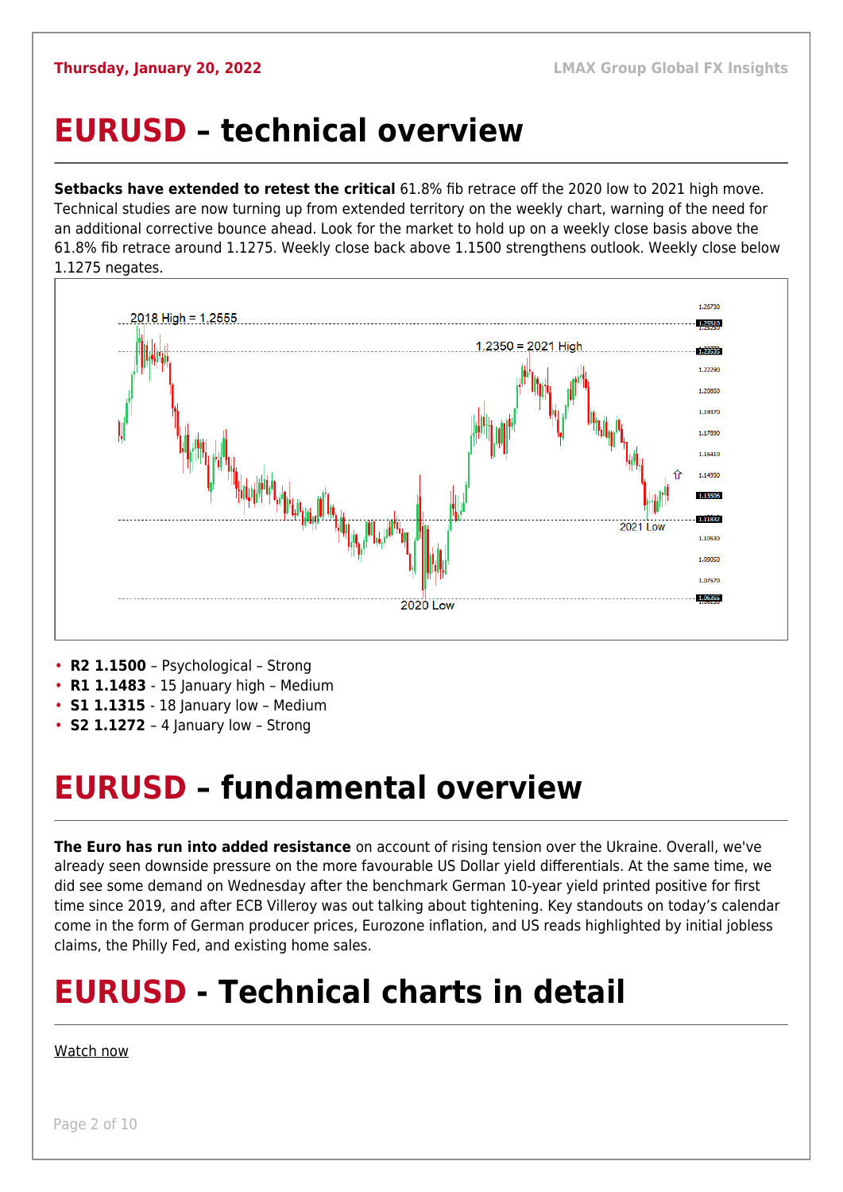# EURUSD – technical overview

**Setbacks have extended to retest the critical** 61.8% fib retrace off the 2020 low to 2021 high move. Technical studies are now turning up from extended territory on the weekly chart, warning of the need for an additional corrective bounce ahead. Look for the market to hold up on a weekly close basis above the 61.8% fib retrace around 1.1275. Weekly close back above 1.1500 strengthens outlook. Weekly close below 1.1275 negates.

- **R2 1.1500** – Psychological – Strong
- **R1 1.1483** - 15 January high – Medium
- **S1 1.1315** - 18 January low – Medium
- **S2 1.1272** – 4 January low – Strong

# EURUSD – fundamental overview

**The Euro has run into added resistance** on account of rising tension over the Ukraine. Overall, we've already seen downside pressure on the more favourable US Dollar yield differentials. At the same time, we did see some demand on Wednesday after the benchmark German 10-year yield printed positive for first time since 2019, and after ECB Villeroy was out talking about tightening. Key standouts on today's calendar come in the form of German producer prices, Eurozone inflation, and US reads highlighted by initial jobless claims, the Philly Fed, and existing home sales.

# EURUSD - Technical charts in detail

Watch now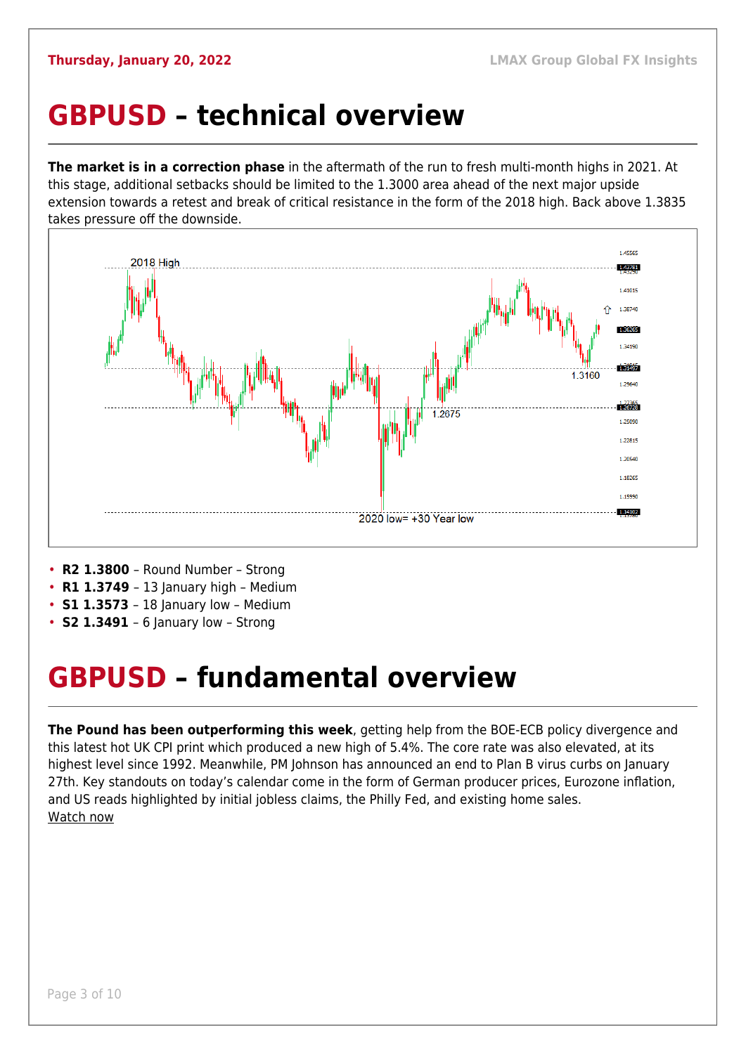# GBPUSD – technical overview

**The market is in a correction phase** in the aftermath of the run to fresh multi-month highs in 2021. At this stage, additional setbacks should be limited to the 1.3000 area ahead of the next major upside extension towards a retest and break of critical resistance in the form of the 2018 high. Back above 1.3835 takes pressure off the downside.

- **R2 1.3800** – Round Number – Strong
- **R1 1.3749** – 13 January high – Medium
- **S1 1.3573** – 18 January low – Medium
- **S2 1.3491** – 6 January low – Strong

# GBPUSD – fundamental overview

**The Pound has been outperforming this week**, getting help from the BOE-ECB policy divergence and this latest hot UK CPI print which produced a new high of 5.4%. The core rate was also elevated, at its highest level since 1992. Meanwhile, PM Johnson has announced an end to Plan B virus curbs on January 27th. Key standouts on today's calendar come in the form of German producer prices, Eurozone inflation, and US reads highlighted by initial jobless claims, the Philly Fed, and existing home sales.
Watch now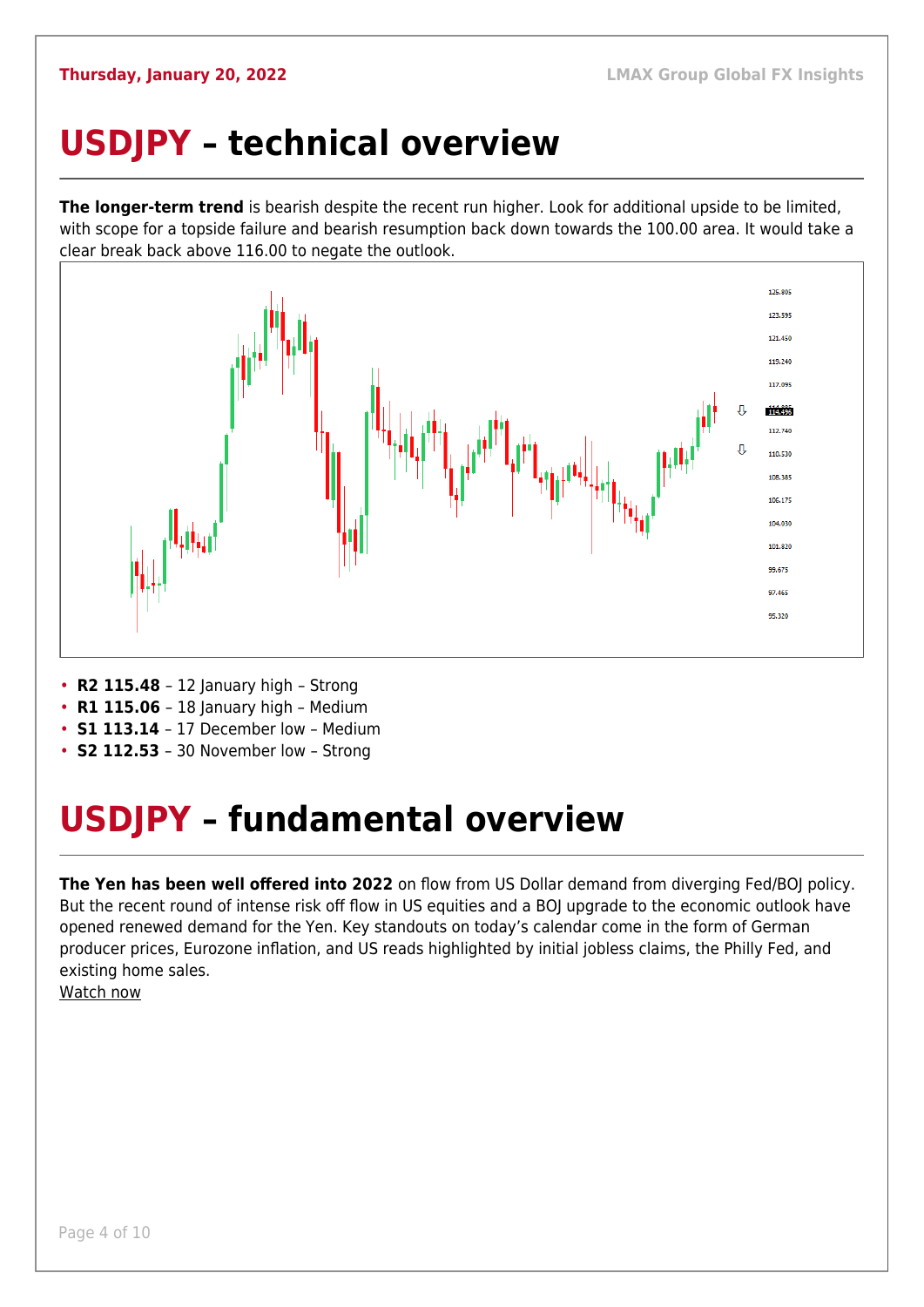# USDJPY – technical overview

**The longer-term trend** is bearish despite the recent run higher. Look for additional upside to be limited, with scope for a topside failure and bearish resumption back down towards the 100.00 area. It would take a clear break back above 116.00 to negate the outlook.

- **R2 115.48** – 12 January high – Strong
- **R1 115.06** – 18 January high – Medium
- **S1 113.14** – 17 December low – Medium
- **S2 112.53** – 30 November low – Strong

# USDJPY – fundamental overview

**The Yen has been well offered into 2022** on flow from US Dollar demand from diverging Fed/BOJ policy. But the recent round of intense risk off flow in US equities and a BOJ upgrade to the economic outlook have opened renewed demand for the Yen. Key standouts on today's calendar come in the form of German producer prices, Eurozone inflation, and US reads highlighted by initial jobless claims, the Philly Fed, and existing home sales.

Watch now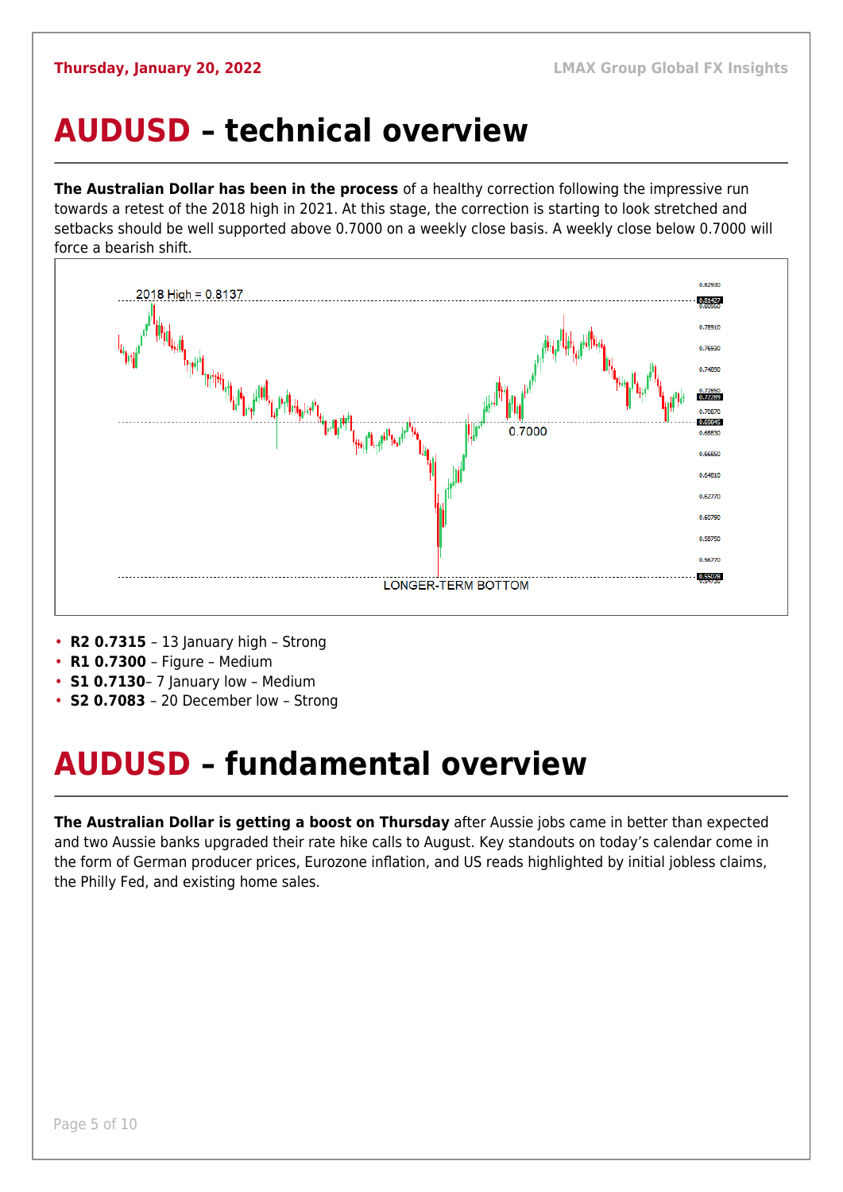# AUDUSD – technical overview

**The Australian Dollar has been in the process** of a healthy correction following the impressive run towards a retest of the 2018 high in 2021. At this stage, the correction is starting to look stretched and setbacks should be well supported above 0.7000 on a weekly close basis. A weekly close below 0.7000 will force a bearish shift.

- **R2 0.7315** – 13 January high – Strong
- **R1 0.7300** – Figure – Medium
- **S1 0.7130**– 7 January low – Medium
- **S2 0.7083** – 20 December low – Strong

# AUDUSD – fundamental overview

**The Australian Dollar is getting a boost on Thursday** after Aussie jobs came in better than expected and two Aussie banks upgraded their rate hike calls to August. Key standouts on today's calendar come in the form of German producer prices, Eurozone inflation, and US reads highlighted by initial jobless claims, the Philly Fed, and existing home sales.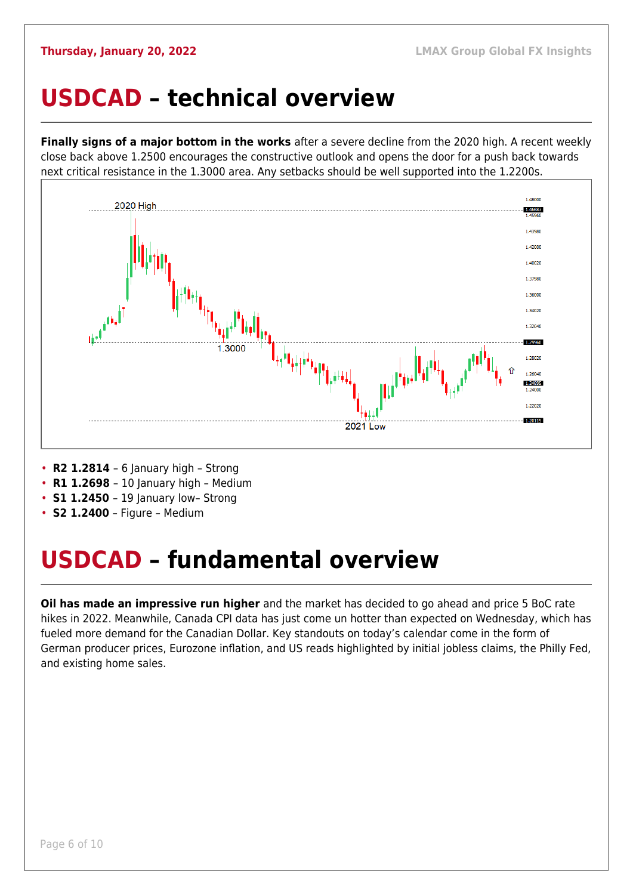# USDCAD – technical overview

**Finally signs of a major bottom in the works** after a severe decline from the 2020 high. A recent weekly close back above 1.2500 encourages the constructive outlook and opens the door for a push back towards next critical resistance in the 1.3000 area. Any setbacks should be well supported into the 1.2200s.

- **R2 1.2814** – 6 January high – Strong
- **R1 1.2698** – 10 January high – Medium
- **S1 1.2450** – 19 January low– Strong
- **S2 1.2400** – Figure – Medium

# USDCAD – fundamental overview

**Oil has made an impressive run higher** and the market has decided to go ahead and price 5 BoC rate hikes in 2022. Meanwhile, Canada CPI data has just come un hotter than expected on Wednesday, which has fueled more demand for the Canadian Dollar. Key standouts on today's calendar come in the form of German producer prices, Eurozone inflation, and US reads highlighted by initial jobless claims, the Philly Fed, and existing home sales.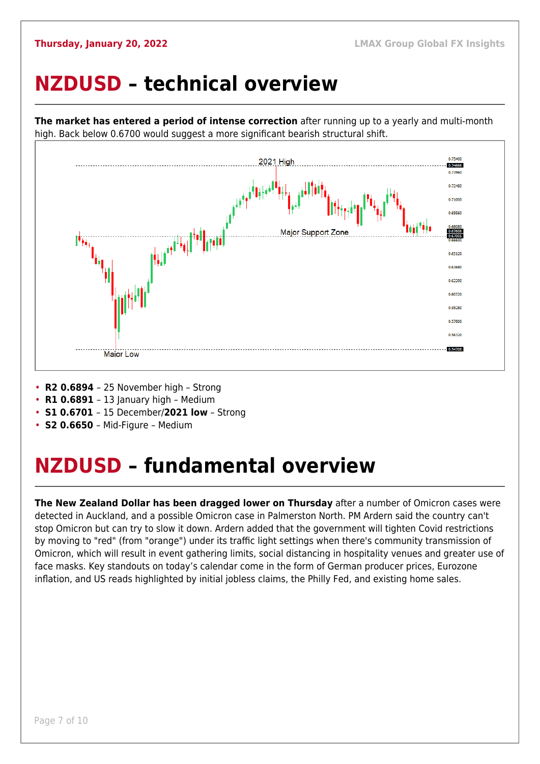# NZDUSD – technical overview

**The market has entered a period of intense correction** after running up to a yearly and multi-month high. Back below 0.6700 would suggest a more significant bearish structural shift.

- **R2 0.6894** – 25 November high – Strong
- **R1 0.6891** – 13 January high – Medium
- **S1 0.6701** – 15 December/**2021 low** – Strong
- **S2 0.6650** – Mid-Figure – Medium

# NZDUSD – fundamental overview

**The New Zealand Dollar has been dragged lower on Thursday** after a number of Omicron cases were detected in Auckland, and a possible Omicron case in Palmerston North. PM Ardern said the country can't stop Omicron but can try to slow it down. Ardern added that the government will tighten Covid restrictions by moving to "red" (from "orange") under its traffic light settings when there's community transmission of Omicron, which will result in event gathering limits, social distancing in hospitality venues and greater use of face masks. Key standouts on today's calendar come in the form of German producer prices, Eurozone inflation, and US reads highlighted by initial jobless claims, the Philly Fed, and existing home sales.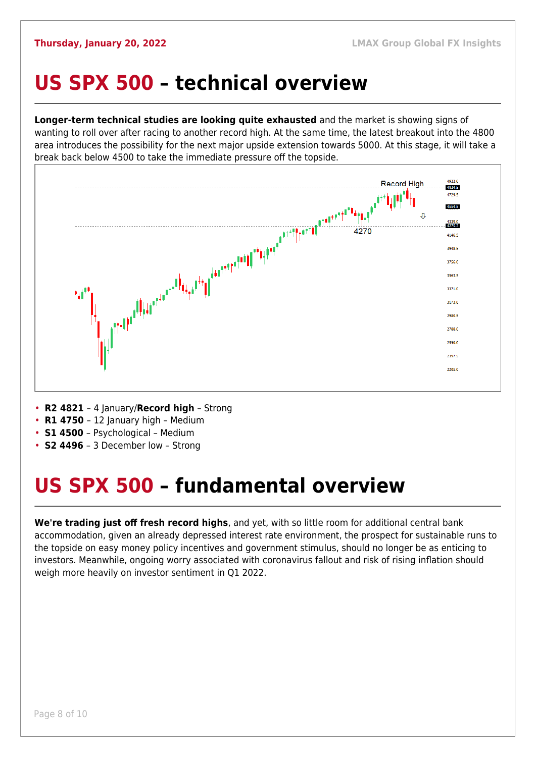# US SPX 500 – technical overview

**Longer-term technical studies are looking quite exhausted** and the market is showing signs of wanting to roll over after racing to another record high. At the same time, the latest breakout into the 4800 area introduces the possibility for the next major upside extension towards 5000. At this stage, it will take a break back below 4500 to take the immediate pressure off the topside.

- **R2 4821** – 4 January/**Record high** – Strong
- **R1 4750** – 12 January high – Medium
- **S1 4500** – Psychological – Medium
- **S2 4496** – 3 December low – Strong

# US SPX 500 – fundamental overview

**We're trading just off fresh record highs**, and yet, with so little room for additional central bank accommodation, given an already depressed interest rate environment, the prospect for sustainable runs to the topside on easy money policy incentives and government stimulus, should no longer be as enticing to investors. Meanwhile, ongoing worry associated with coronavirus fallout and risk of rising inflation should weigh more heavily on investor sentiment in Q1 2022.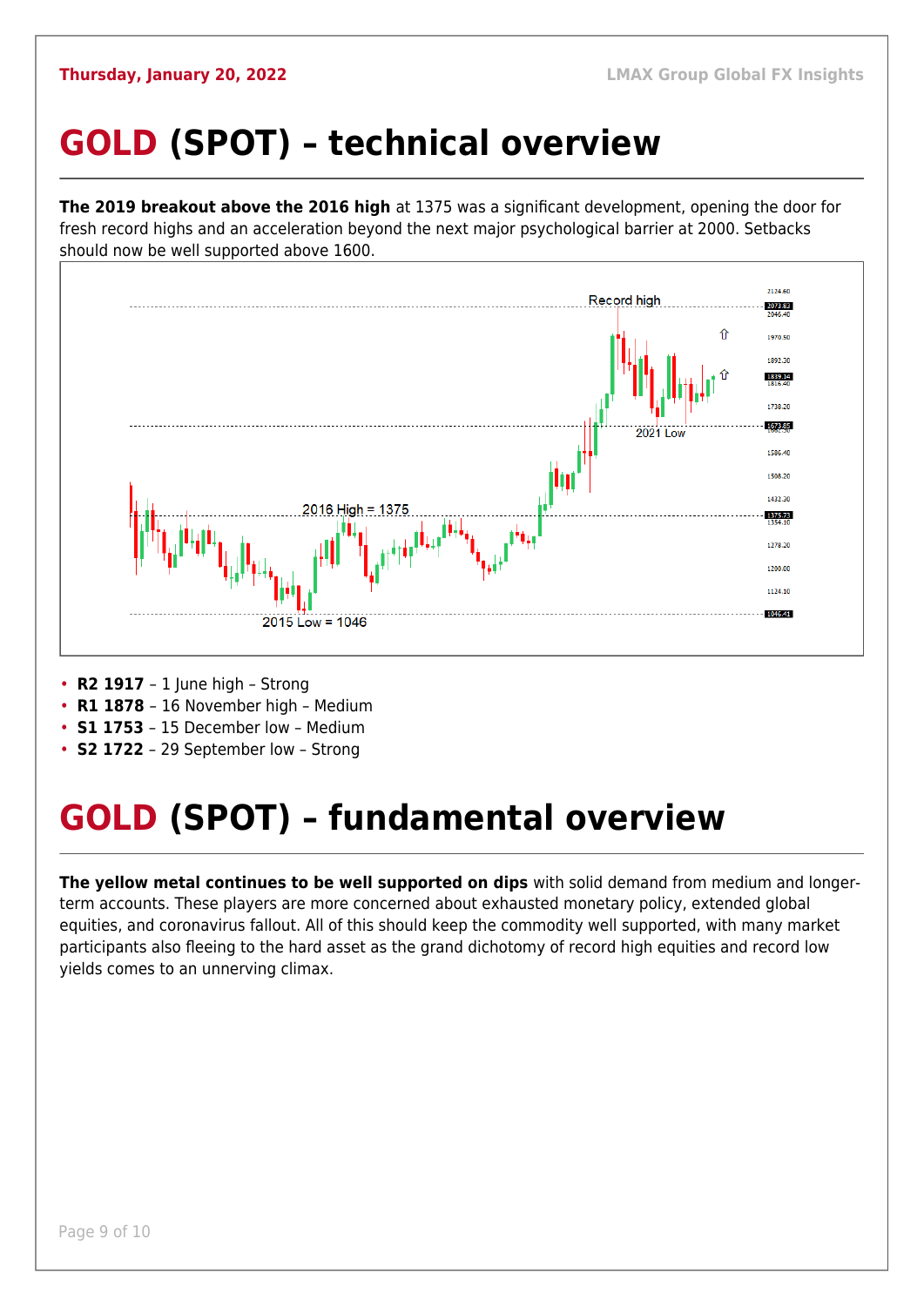# GOLD (SPOT) – technical overview

**The 2019 breakout above the 2016 high** at 1375 was a significant development, opening the door for fresh record highs and an acceleration beyond the next major psychological barrier at 2000. Setbacks should now be well supported above 1600.

- **R2 1917** – 1 June high – Strong
- **R1 1878** – 16 November high – Medium
- **S1 1753** – 15 December low – Medium
- **S2 1722** – 29 September low – Strong

# GOLD (SPOT) – fundamental overview

**The yellow metal continues to be well supported on dips** with solid demand from medium and longer-term accounts. These players are more concerned about exhausted monetary policy, extended global equities, and coronavirus fallout. All of this should keep the commodity well supported, with many market participants also fleeing to the hard asset as the grand dichotomy of record high equities and record low yields comes to an unnerving climax.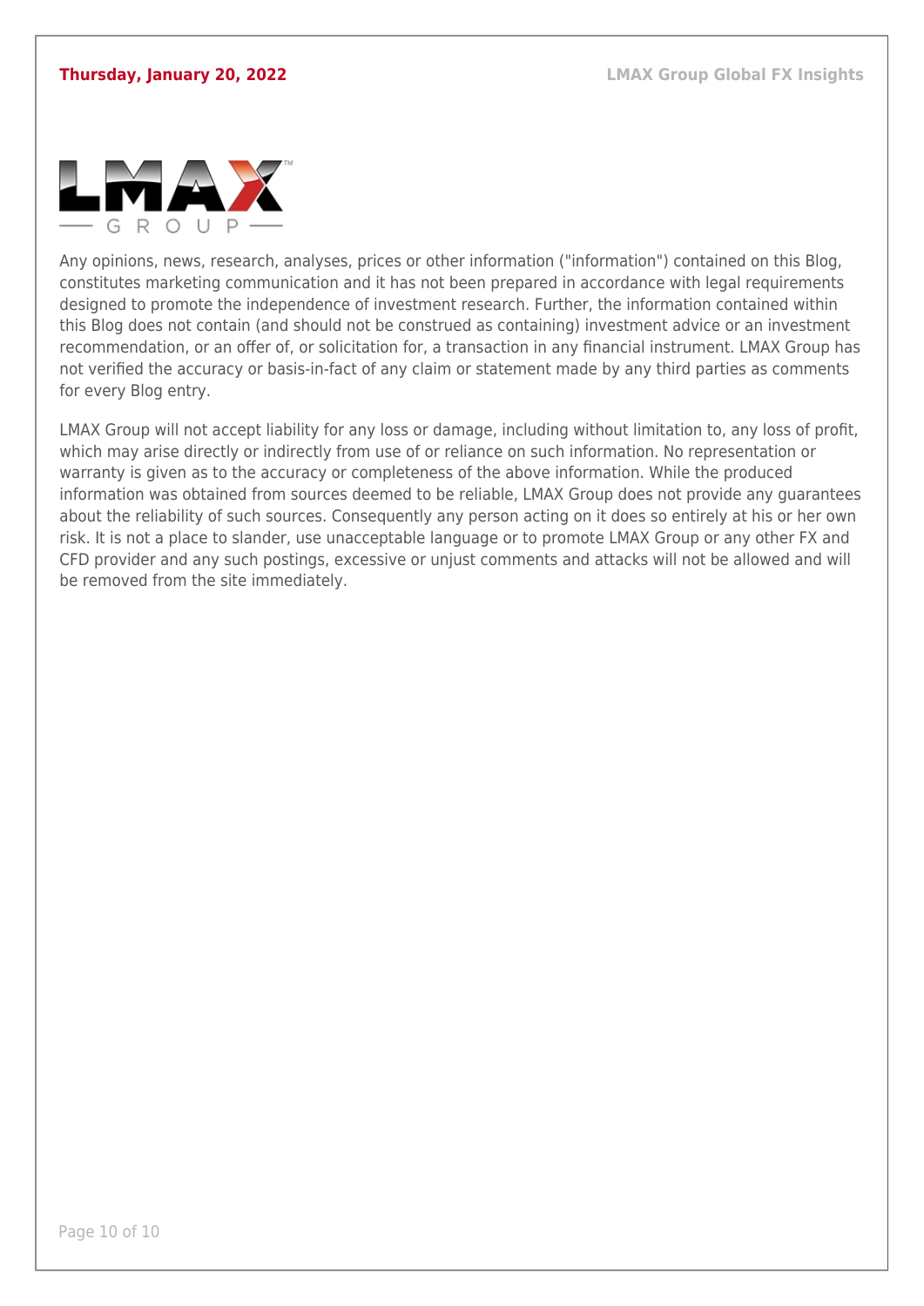Any opinions, news, research, analyses, prices or other information ("information") contained on this Blog, constitutes marketing communication and it has not been prepared in accordance with legal requirements designed to promote the independence of investment research. Further, the information contained within this Blog does not contain (and should not be construed as containing) investment advice or an investment recommendation, or an offer of, or solicitation for, a transaction in any financial instrument. LMAX Group has not verified the accuracy or basis-in-fact of any claim or statement made by any third parties as comments for every Blog entry.

LMAX Group will not accept liability for any loss or damage, including without limitation to, any loss of profit, which may arise directly or indirectly from use of or reliance on such information. No representation or warranty is given as to the accuracy or completeness of the above information. While the produced information was obtained from sources deemed to be reliable, LMAX Group does not provide any guarantees about the reliability of such sources. Consequently any person acting on it does so entirely at his or her own risk. It is not a place to slander, use unacceptable language or to promote LMAX Group or any other FX and CFD provider and any such postings, excessive or unjust comments and attacks will not be allowed and will be removed from the site immediately.